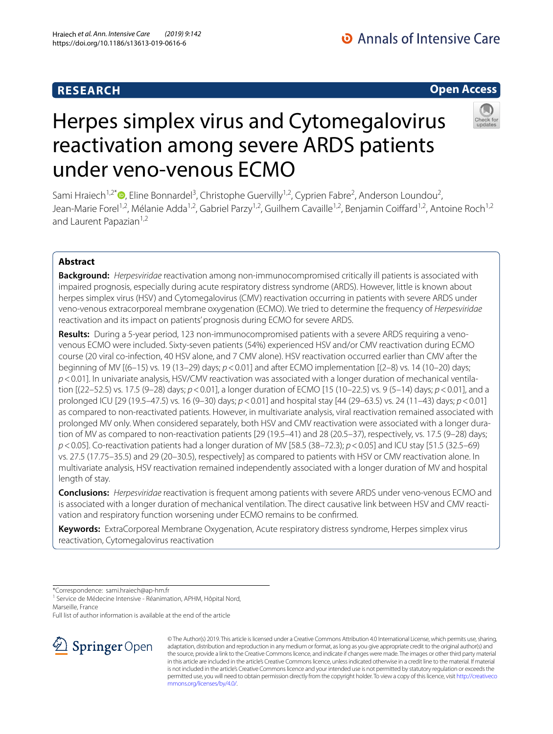RESEARCH

Open Access

# Herpes simplex virus and Cytomegalovirus reactivation among severe ARDS patients under veno-venous ECMO

Sami Hraiech[1,2*], Eline Bonnardel[3], Christophe Guervilly[1,2], Cyprien Fabre[2], Anderson Loundou[2], Jean-Marie Forel[1,2], Mélanie Adda[1,2], Gabriel Parzy[1,2], Guilhem Cavaille[1,2], Benjamin Coiffard[1,2], Antoine Roch[1,2] and Laurent Papazian[1,2]

## Abstract

**Background:** *Herpesviridae* reactivation among non-immunocompromised critically ill patients is associated with impaired prognosis, especially during acute respiratory distress syndrome (ARDS). However, little is known about herpes simplex virus (HSV) and Cytomegalovirus (CMV) reactivation occurring in patients with severe ARDS under veno-venous extracorporeal membrane oxygenation (ECMO). We tried to determine the frequency of *Herpesviridae* reactivation and its impact on patients' prognosis during ECMO for severe ARDS.

**Results:** During a 5-year period, 123 non-immunocompromised patients with a severe ARDS requiring a veno-venous ECMO were included. Sixty-seven patients (54%) experienced HSV and/or CMV reactivation during ECMO course (20 viral co-infection, 40 HSV alone, and 7 CMV alone). HSV reactivation occurred earlier than CMV after the beginning of MV [(6–15) vs. 19 (13–29) days; $p<0.01$] and after ECMO implementation [(2–8) vs. 14 (10–20) days; $p<0.01$]. In univariate analysis, HSV/CMV reactivation was associated with a longer duration of mechanical ventilation [(22–52.5) vs. 17.5 (9–28) days; $p<0.01$], a longer duration of ECMO [15 (10–22.5) vs. 9 (5–14) days; $p<0.01$], and a prolonged ICU [29 (19.5–47.5) vs. 16 (9–30) days; $p<0.01$] and hospital stay [44 (29–63.5) vs. 24 (11–43) days; $p<0.01$] as compared to non-reactivated patients. However, in multivariate analysis, viral reactivation remained associated with prolonged MV only. When considered separately, both HSV and CMV reactivation were associated with a longer duration of MV as compared to non-reactivation patients [29 (19.5–41) and 28 (20.5–37), respectively, vs. 17.5 (9–28) days; $p<0.05$]. Co-reactivation patients had a longer duration of MV [58.5 (38–72.3); $p<0.05$] and ICU stay [51.5 (32.5–69) vs. 27.5 (17.75–35.5) and 29 (20–30.5), respectively] as compared to patients with HSV or CMV reactivation alone. In multivariate analysis, HSV reactivation remained independently associated with a longer duration of MV and hospital length of stay.

**Conclusions:** *Herpesviridae* reactivation is frequent among patients with severe ARDS under veno-venous ECMO and is associated with a longer duration of mechanical ventilation. The direct causative link between HSV and CMV reactivation and respiratory function worsening under ECMO remains to be confirmed.

**Keywords:** ExtraCorporeal Membrane Oxygenation, Acute respiratory distress syndrome, Herpes simplex virus reactivation, Cytomegalovirus reactivation

*Correspondence: sami.hraiech@ap-hm.fr
[1] Service de Médecine Intensive - Réanimation, APHM, Hôpital Nord, Marseille, France
Full list of author information is available at the end of the article

© The Author(s) 2019. This article is licensed under a Creative Commons Attribution 4.0 International License, which permits use, sharing, adaptation, distribution and reproduction in any medium or format, as long as you give appropriate credit to the original author(s) and the source, provide a link to the Creative Commons licence, and indicate if changes were made. The images or other third party material in this article are included in the article's Creative Commons licence, unless indicated otherwise in a credit line to the material. If material is not included in the article's Creative Commons licence and your intended use is not permitted by statutory regulation or exceeds the permitted use, you will need to obtain permission directly from the copyright holder. To view a copy of this licence, visit http://creativecommons.org/licenses/by/4.0/.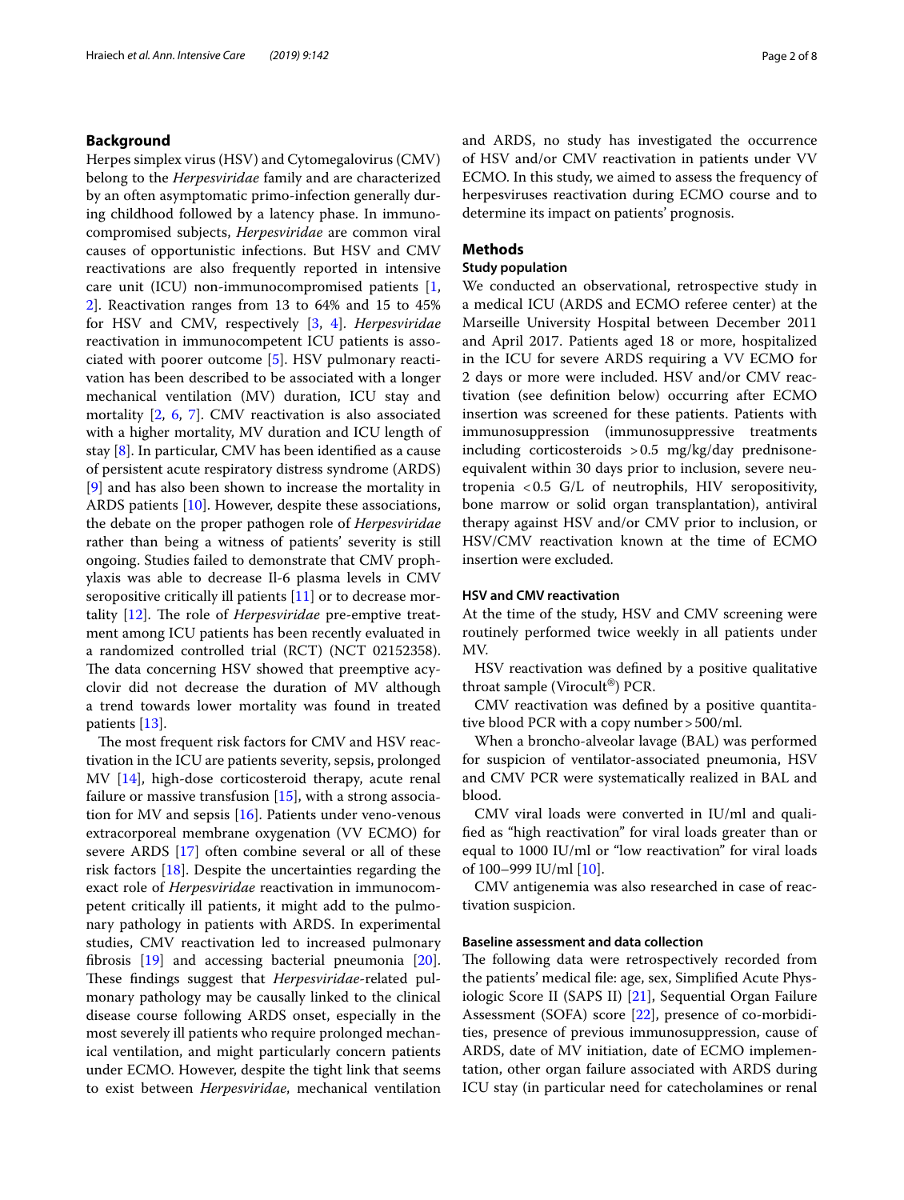## Background

Herpes simplex virus (HSV) and Cytomegalovirus (CMV) belong to the *Herpesviridae* family and are characterized by an often asymptomatic primo-infection generally during childhood followed by a latency phase. In immunocompromised subjects, *Herpesviridae* are common viral causes of opportunistic infections. But HSV and CMV reactivations are also frequently reported in intensive care unit (ICU) non-immunocompromised patients [1, 2]. Reactivation ranges from 13 to 64% and 15 to 45% for HSV and CMV, respectively [3, 4]. *Herpesviridae* reactivation in immunocompetent ICU patients is associated with poorer outcome [5]. HSV pulmonary reactivation has been described to be associated with a longer mechanical ventilation (MV) duration, ICU stay and mortality [2, 6, 7]. CMV reactivation is also associated with a higher mortality, MV duration and ICU length of stay [8]. In particular, CMV has been identified as a cause of persistent acute respiratory distress syndrome (ARDS) [9] and has also been shown to increase the mortality in ARDS patients [10]. However, despite these associations, the debate on the proper pathogen role of *Herpesviridae* rather than being a witness of patients' severity is still ongoing. Studies failed to demonstrate that CMV prophylaxis was able to decrease Il-6 plasma levels in CMV seropositive critically ill patients [11] or to decrease mortality [12]. The role of *Herpesviridae* pre-emptive treatment among ICU patients has been recently evaluated in a randomized controlled trial (RCT) (NCT 02152358). The data concerning HSV showed that preemptive acyclovir did not decrease the duration of MV although a trend towards lower mortality was found in treated patients [13].

The most frequent risk factors for CMV and HSV reactivation in the ICU are patients severity, sepsis, prolonged MV [14], high-dose corticosteroid therapy, acute renal failure or massive transfusion [15], with a strong association for MV and sepsis [16]. Patients under veno-venous extracorporeal membrane oxygenation (VV ECMO) for severe ARDS [17] often combine several or all of these risk factors [18]. Despite the uncertainties regarding the exact role of *Herpesviridae* reactivation in immunocompetent critically ill patients, it might add to the pulmonary pathology in patients with ARDS. In experimental studies, CMV reactivation led to increased pulmonary fibrosis [19] and accessing bacterial pneumonia [20]. These findings suggest that *Herpesviridae*-related pulmonary pathology may be causally linked to the clinical disease course following ARDS onset, especially in the most severely ill patients who require prolonged mechanical ventilation, and might particularly concern patients under ECMO. However, despite the tight link that seems to exist between *Herpesviridae*, mechanical ventilation and ARDS, no study has investigated the occurrence of HSV and/or CMV reactivation in patients under VV ECMO. In this study, we aimed to assess the frequency of herpesviruses reactivation during ECMO course and to determine its impact on patients' prognosis.

## Methods

### Study population

We conducted an observational, retrospective study in a medical ICU (ARDS and ECMO referee center) at the Marseille University Hospital between December 2011 and April 2017. Patients aged 18 or more, hospitalized in the ICU for severe ARDS requiring a VV ECMO for 2 days or more were included. HSV and/or CMV reactivation (see definition below) occurring after ECMO insertion was screened for these patients. Patients with immunosuppression (immunosuppressive treatments including corticosteroids >0.5 mg/kg/day prednisone-equivalent within 30 days prior to inclusion, severe neutropenia <0.5 G/L of neutrophils, HIV seropositivity, bone marrow or solid organ transplantation), antiviral therapy against HSV and/or CMV prior to inclusion, or HSV/CMV reactivation known at the time of ECMO insertion were excluded.

### HSV and CMV reactivation

At the time of the study, HSV and CMV screening were routinely performed twice weekly in all patients under MV.

HSV reactivation was defined by a positive qualitative throat sample (Virocult®) PCR.

CMV reactivation was defined by a positive quantitative blood PCR with a copy number >500/ml.

When a broncho-alveolar lavage (BAL) was performed for suspicion of ventilator-associated pneumonia, HSV and CMV PCR were systematically realized in BAL and blood.

CMV viral loads were converted in IU/ml and qualified as "high reactivation" for viral loads greater than or equal to 1000 IU/ml or "low reactivation" for viral loads of 100–999 IU/ml [10].

CMV antigenemia was also researched in case of reactivation suspicion.

### Baseline assessment and data collection

The following data were retrospectively recorded from the patients' medical file: age, sex, Simplified Acute Physiologic Score II (SAPS II) [21], Sequential Organ Failure Assessment (SOFA) score [22], presence of co-morbidities, presence of previous immunosuppression, cause of ARDS, date of MV initiation, date of ECMO implementation, other organ failure associated with ARDS during ICU stay (in particular need for catecholamines or renal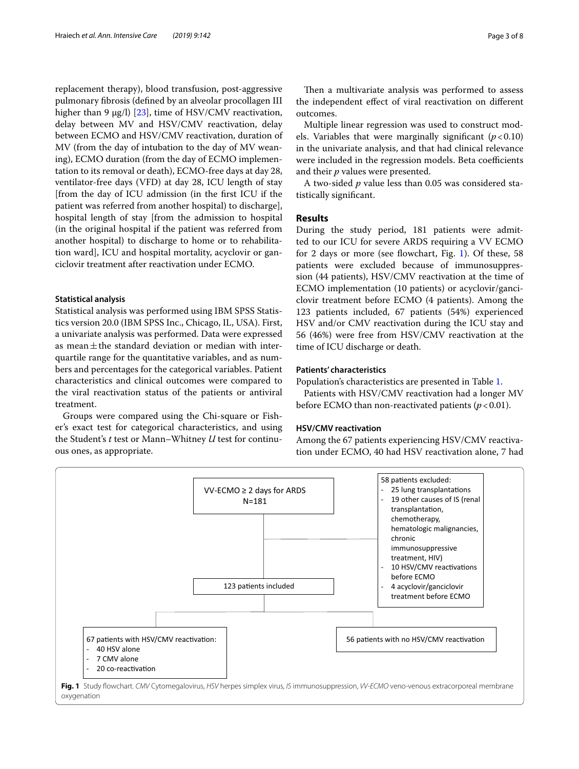replacement therapy), blood transfusion, post-aggressive pulmonary fibrosis (defined by an alveolar procollagen III higher than 9 μg/l) [23], time of HSV/CMV reactivation, delay between MV and HSV/CMV reactivation, delay between ECMO and HSV/CMV reactivation, duration of MV (from the day of intubation to the day of MV weaning), ECMO duration (from the day of ECMO implementation to its removal or death), ECMO-free days at day 28, ventilator-free days (VFD) at day 28, ICU length of stay [from the day of ICU admission (in the first ICU if the patient was referred from another hospital) to discharge], hospital length of stay [from the admission to hospital (in the original hospital if the patient was referred from another hospital) to discharge to home or to rehabilitation ward], ICU and hospital mortality, acyclovir or ganciclovir treatment after reactivation under ECMO.

### Statistical analysis

Statistical analysis was performed using IBM SPSS Statistics version 20.0 (IBM SPSS Inc., Chicago, IL, USA). First, a univariate analysis was performed. Data were expressed as mean ± the standard deviation or median with interquartile range for the quantitative variables, and as numbers and percentages for the categorical variables. Patient characteristics and clinical outcomes were compared to the viral reactivation status of the patients or antiviral treatment.

Groups were compared using the Chi-square or Fisher's exact test for categorical characteristics, and using the Student's *t* test or Mann–Whitney *U* test for continuous ones, as appropriate.

Then a multivariate analysis was performed to assess the independent effect of viral reactivation on different outcomes.

Multiple linear regression was used to construct models. Variables that were marginally significant ($p < 0.10$) in the univariate analysis, and that had clinical relevance were included in the regression models. Beta coefficients and their *p* values were presented.

A two-sided *p* value less than 0.05 was considered statistically significant.

## Results

During the study period, 181 patients were admitted to our ICU for severe ARDS requiring a VV ECMO for 2 days or more (see flowchart, Fig. 1). Of these, 58 patients were excluded because of immunosuppression (44 patients), HSV/CMV reactivation at the time of ECMO implementation (10 patients) or acyclovir/ganciclovir treatment before ECMO (4 patients). Among the 123 patients included, 67 patients (54%) experienced HSV and/or CMV reactivation during the ICU stay and 56 (46%) were free from HSV/CMV reactivation at the time of ICU discharge or death.

### Patients' characteristics

Population's characteristics are presented in Table 1.

Patients with HSV/CMV reactivation had a longer MV before ECMO than non-reactivated patients ($p < 0.01$).

### HSV/CMV reactivation

Among the 67 patients experiencing HSV/CMV reactivation under ECMO, 40 had HSV reactivation alone, 7 had

VV-ECMO ≥ 2 days for ARDS
N=181

58 patients excluded:
- 25 lung transplantations
- 19 other causes of IS (renal transplantation, chemotherapy, hematologic malignancies, chronic immunosuppressive treatment, HIV)
- 10 HSV/CMV reactivations before ECMO
- 4 acyclovir/ganciclovir treatment before ECMO

123 patients included

67 patients with HSV/CMV reactivation:
- 40 HSV alone
- 7 CMV alone
- 20 co-reactivation

56 patients with no HSV/CMV reactivation

**Fig. 1** Study flowchart. *CMV* Cytomegalovirus, *HSV* herpes simplex virus, *IS* immunosuppression, *VV-ECMO* veno-venous extracorporeal membrane oxygenation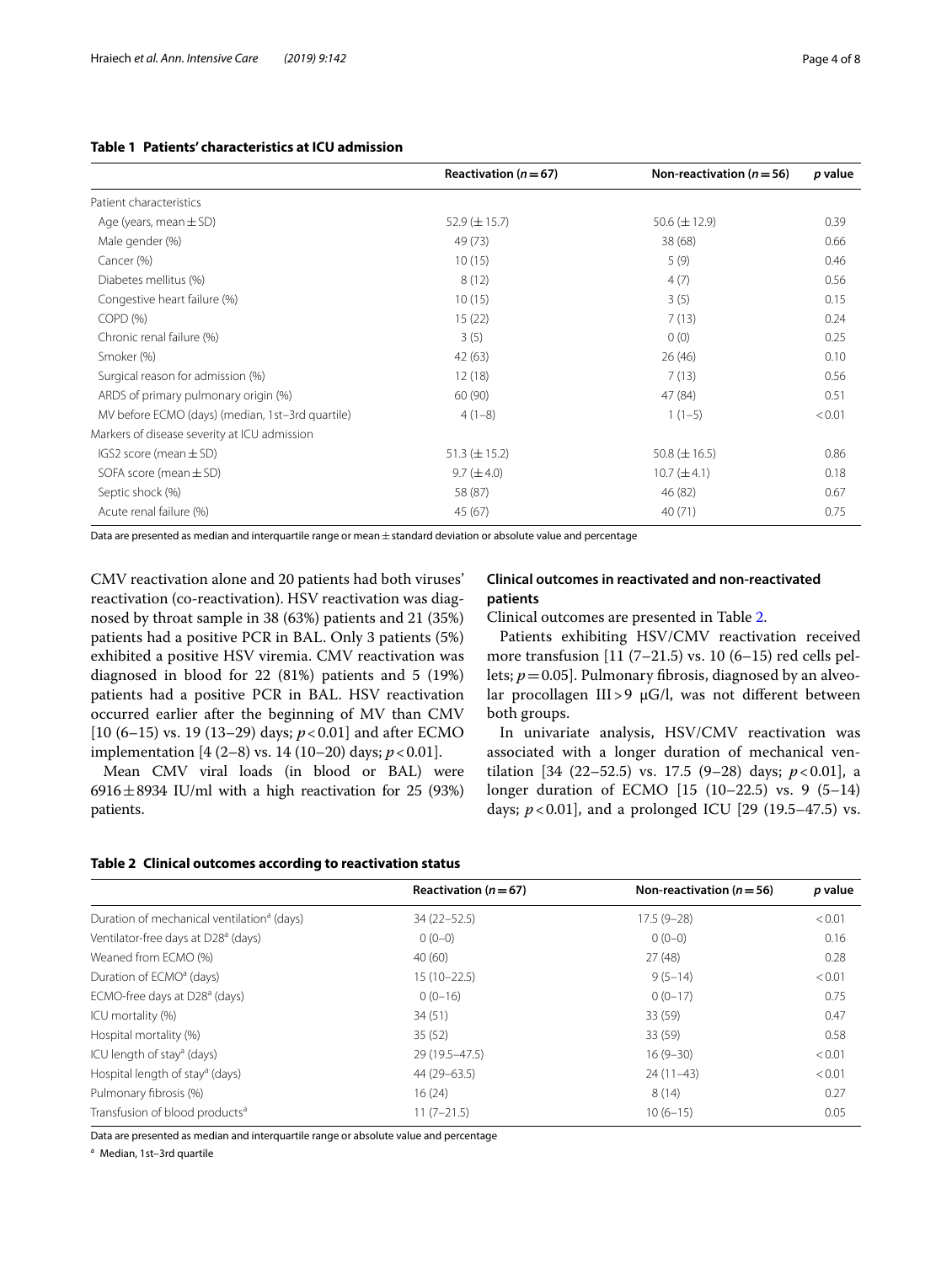**Table 1 Patients' characteristics at ICU admission**

| | Reactivation ($n=67$) | Non-reactivation ($n=56$) | $p$ value |
|---|---|---|---|
| Patient characteristics | | | |
| Age (years, mean ± SD) | 52.9 (± 15.7) | 50.6 (± 12.9) | 0.39 |
| Male gender (%) | 49 (73) | 38 (68) | 0.66 |
| Cancer (%) | 10 (15) | 5 (9) | 0.46 |
| Diabetes mellitus (%) | 8 (12) | 4 (7) | 0.56 |
| Congestive heart failure (%) | 10 (15) | 3 (5) | 0.15 |
| COPD (%) | 15 (22) | 7 (13) | 0.24 |
| Chronic renal failure (%) | 3 (5) | 0 (0) | 0.25 |
| Smoker (%) | 42 (63) | 26 (46) | 0.10 |
| Surgical reason for admission (%) | 12 (18) | 7 (13) | 0.56 |
| ARDS of primary pulmonary origin (%) | 60 (90) | 47 (84) | 0.51 |
| MV before ECMO (days) (median, 1st–3rd quartile) | 4 (1–8) | 1 (1–5) | < 0.01 |
| Markers of disease severity at ICU admission | | | |
| IGS2 score (mean ± SD) | 51.3 (± 15.2) | 50.8 (± 16.5) | 0.86 |
| SOFA score (mean ± SD) | 9.7 (± 4.0) | 10.7 (± 4.1) | 0.18 |
| Septic shock (%) | 58 (87) | 46 (82) | 0.67 |
| Acute renal failure (%) | 45 (67) | 40 (71) | 0.75 |

Data are presented as median and interquartile range or mean ± standard deviation or absolute value and percentage

CMV reactivation alone and 20 patients had both viruses' reactivation (co-reactivation). HSV reactivation was diagnosed by throat sample in 38 (63%) patients and 21 (35%) patients had a positive PCR in BAL. Only 3 patients (5%) exhibited a positive HSV viremia. CMV reactivation was diagnosed in blood for 22 (81%) patients and 5 (19%) patients had a positive PCR in BAL. HSV reactivation occurred earlier after the beginning of MV than CMV [10 (6–15) vs. 19 (13–29) days; $p < 0.01$] and after ECMO implementation [4 (2–8) vs. 14 (10–20) days; $p < 0.01$].

Mean CMV viral loads (in blood or BAL) were 6916 ± 8934 IU/ml with a high reactivation for 25 (93%) patients.

### Clinical outcomes in reactivated and non-reactivated patients

Clinical outcomes are presented in Table 2.

Patients exhibiting HSV/CMV reactivation received more transfusion [11 (7–21.5) vs. 10 (6–15) red cells pellets; $p = 0.05$]. Pulmonary fibrosis, diagnosed by an alveolar procollagen III > 9 μG/l, was not different between both groups.

In univariate analysis, HSV/CMV reactivation was associated with a longer duration of mechanical ventilation [34 (22–52.5) vs. 17.5 (9–28) days; $p < 0.01$], a longer duration of ECMO [15 (10–22.5) vs. 9 (5–14) days; $p < 0.01$], and a prolonged ICU [29 (19.5–47.5) vs.

**Table 2 Clinical outcomes according to reactivation status**

| | Reactivation ($n=67$) | Non-reactivation ($n=56$) | $p$ value |
|---|---|---|---|
| Duration of mechanical ventilation[a] (days) | 34 (22–52.5) | 17.5 (9–28) | < 0.01 |
| Ventilator-free days at D28[a] (days) | 0 (0–0) | 0 (0–0) | 0.16 |
| Weaned from ECMO (%) | 40 (60) | 27 (48) | 0.28 |
| Duration of ECMO[a] (days) | 15 (10–22.5) | 9 (5–14) | < 0.01 |
| ECMO-free days at D28[a] (days) | 0 (0–16) | 0 (0–17) | 0.75 |
| ICU mortality (%) | 34 (51) | 33 (59) | 0.47 |
| Hospital mortality (%) | 35 (52) | 33 (59) | 0.58 |
| ICU length of stay[a] (days) | 29 (19.5–47.5) | 16 (9–30) | < 0.01 |
| Hospital length of stay[a] (days) | 44 (29–63.5) | 24 (11–43) | < 0.01 |
| Pulmonary fibrosis (%) | 16 (24) | 8 (14) | 0.27 |
| Transfusion of blood products[a] | 11 (7–21.5) | 10 (6–15) | 0.05 |

Data are presented as median and interquartile range or absolute value and percentage

[a] Median, 1st–3rd quartile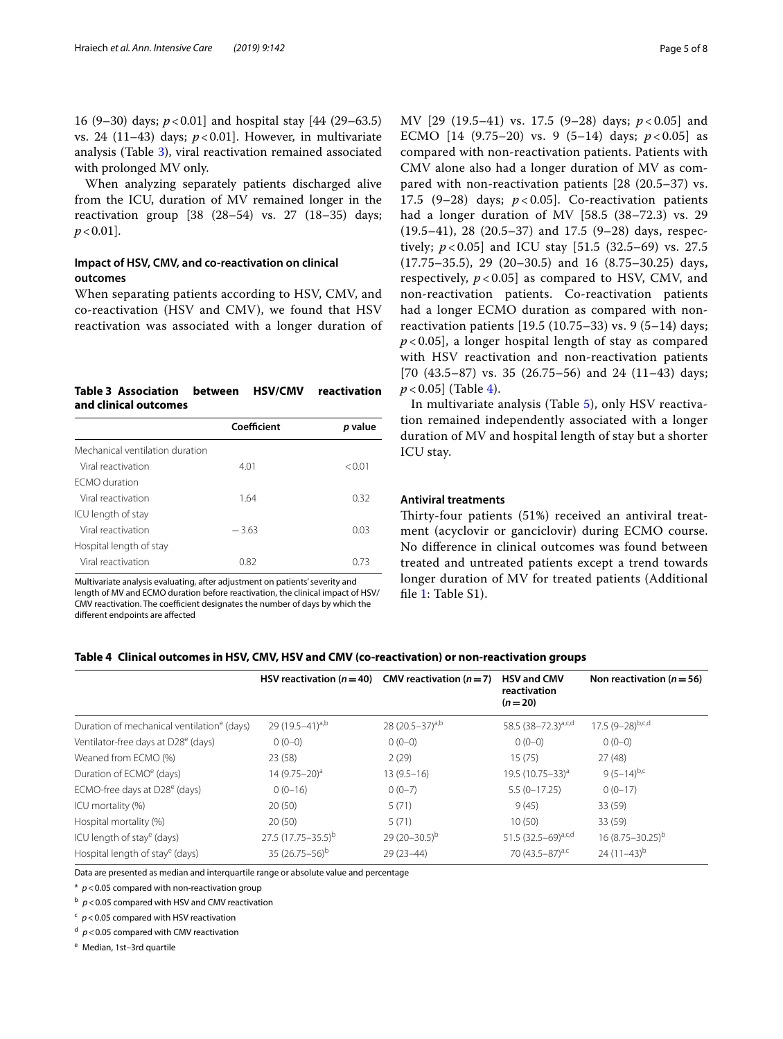16 (9–30) days; $p < 0.01$] and hospital stay [44 (29–63.5) vs. 24 (11–43) days; $p < 0.01$]. However, in multivariate analysis (Table 3), viral reactivation remained associated with prolonged MV only.

When analyzing separately patients discharged alive from the ICU, duration of MV remained longer in the reactivation group [38 (28–54) vs. 27 (18–35) days; $p < 0.01$].

### Impact of HSV, CMV, and co-reactivation on clinical outcomes

When separating patients according to HSV, CMV, and co-reactivation (HSV and CMV), we found that HSV reactivation was associated with a longer duration of MV [29 (19.5–41) vs. 17.5 (9–28) days; $p < 0.05$] and ECMO [14 (9.75–20) vs. 9 (5–14) days; $p < 0.05$] as compared with non-reactivation patients. Patients with CMV alone also had a longer duration of MV as compared with non-reactivation patients [28 (20.5–37) vs. 17.5 (9–28) days; $p < 0.05$]. Co-reactivation patients had a longer duration of MV [58.5 (38–72.3) vs. 29 (19.5–41), 28 (20.5–37) and 17.5 (9–28) days, respectively; $p < 0.05$] and ICU stay [51.5 (32.5–69) vs. 27.5 (17.75–35.5), 29 (20–30.5) and 16 (8.75–30.25) days, respectively, $p < 0.05$] as compared to HSV, CMV, and non-reactivation patients. Co-reactivation patients had a longer ECMO duration as compared with non-reactivation patients [19.5 (10.75–33) vs. 9 (5–14) days; $p < 0.05$], a longer hospital length of stay as compared with HSV reactivation and non-reactivation patients [70 (43.5–87) vs. 35 (26.75–56) and 24 (11–43) days; $p < 0.05$] (Table 4).

In multivariate analysis (Table 5), only HSV reactivation remained independently associated with a longer duration of MV and hospital length of stay but a shorter ICU stay.

**Table 3 Association between HSV/CMV reactivation and clinical outcomes**

| | Coefficient | *p* value |
|---|---|---|
| Mechanical ventilation duration | | |
| Viral reactivation | 4.01 | < 0.01 |
| ECMO duration | | |
| Viral reactivation | 1.64 | 0.32 |
| ICU length of stay | | |
| Viral reactivation | − 3.63 | 0.03 |
| Hospital length of stay | | |
| Viral reactivation | 0.82 | 0.73 |

Multivariate analysis evaluating, after adjustment on patients' severity and length of MV and ECMO duration before reactivation, the clinical impact of HSV/CMV reactivation. The coefficient designates the number of days by which the different endpoints are affected

### Antiviral treatments

Thirty-four patients (51%) received an antiviral treatment (acyclovir or ganciclovir) during ECMO course. No difference in clinical outcomes was found between treated and untreated patients except a trend towards longer duration of MV for treated patients (Additional file 1: Table S1).

**Table 4 Clinical outcomes in HSV, CMV, HSV and CMV (co-reactivation) or non-reactivation groups**

| | HSV reactivation ($n = 40$) | CMV reactivation ($n = 7$) | HSV and CMV reactivation ($n = 20$) | Non reactivation ($n = 56$) |
|---|---|---|---|---|
| Duration of mechanical ventilation[e] (days) | 29 (19.5–41)[a,b] | 28 (20.5–37)[a,b] | 58.5 (38–72.3)[a,c,d] | 17.5 (9–28)[b,c,d] |
| Ventilator-free days at D28[e] (days) | 0 (0–0) | 0 (0–0) | 0 (0–0) | 0 (0–0) |
| Weaned from ECMO (%) | 23 (58) | 2 (29) | 15 (75) | 27 (48) |
| Duration of ECMO[e] (days) | 14 (9.75–20)[a] | 13 (9.5–16) | 19.5 (10.75–33)[a] | 9 (5–14)[b,c] |
| ECMO-free days at D28[e] (days) | 0 (0–16) | 0 (0–7) | 5.5 (0–17.25) | 0 (0–17) |
| ICU mortality (%) | 20 (50) | 5 (71) | 9 (45) | 33 (59) |
| Hospital mortality (%) | 20 (50) | 5 (71) | 10 (50) | 33 (59) |
| ICU length of stay[e] (days) | 27.5 (17.75–35.5)[b] | 29 (20–30.5)[b] | 51.5 (32.5–69)[a,c,d] | 16 (8.75–30.25)[b] |
| Hospital length of stay[e] (days) | 35 (26.75–56)[b] | 29 (23–44) | 70 (43.5–87)[a,c] | 24 (11–43)[b] |

Data are presented as median and interquartile range or absolute value and percentage

[a] $p < 0.05$ compared with non-reactivation group

[b] $p < 0.05$ compared with HSV and CMV reactivation

[c] $p < 0.05$ compared with HSV reactivation

[d] $p < 0.05$ compared with CMV reactivation

[e] Median, 1st–3rd quartile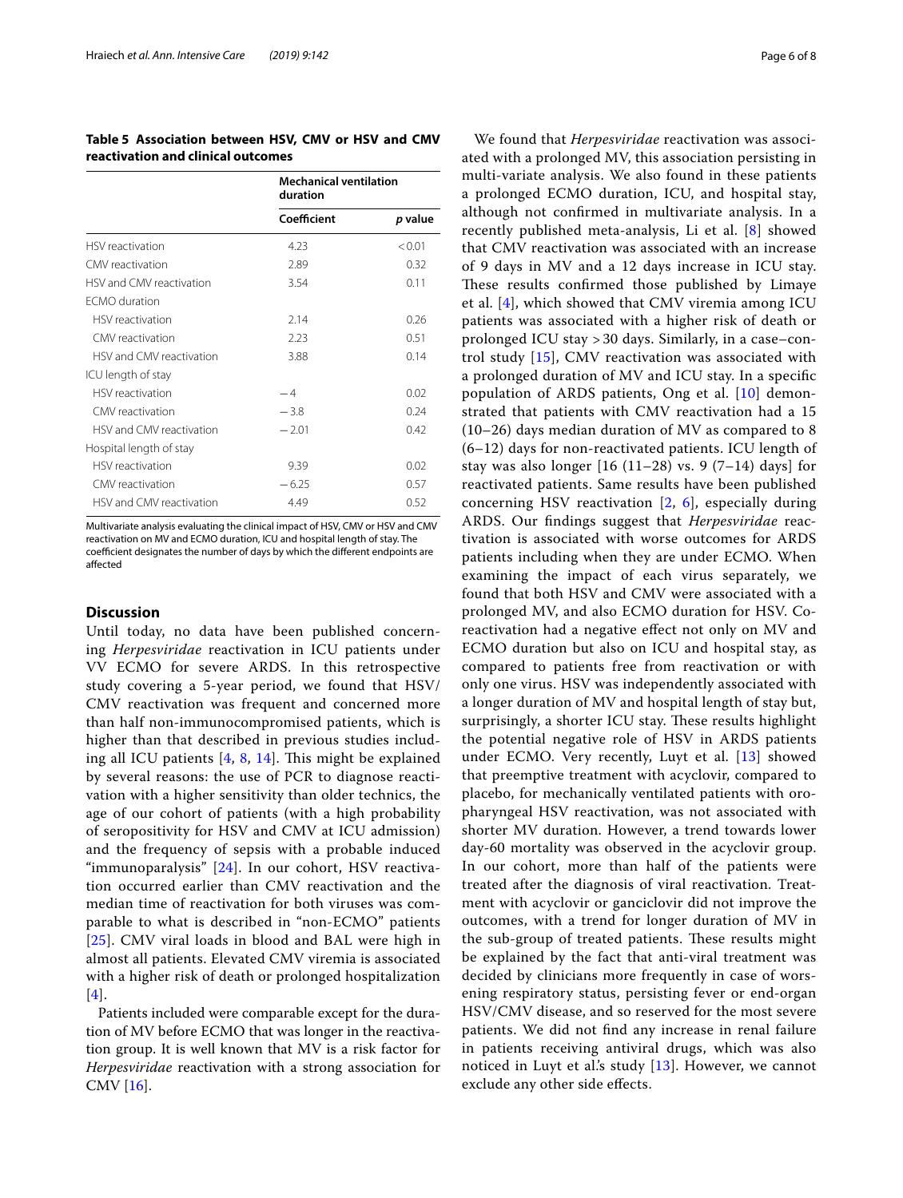**Table 5 Association between HSV, CMV or HSV and CMV reactivation and clinical outcomes**

| | Mechanical ventilation duration | |
|---|---|---|
| | **Coefficient** | ***p* value** |
| HSV reactivation | 4.23 | < 0.01 |
| CMV reactivation | 2.89 | 0.32 |
| HSV and CMV reactivation | 3.54 | 0.11 |
| ECMO duration | | |
| HSV reactivation | 2.14 | 0.26 |
| CMV reactivation | 2.23 | 0.51 |
| HSV and CMV reactivation | 3.88 | 0.14 |
| ICU length of stay | | |
| HSV reactivation | − 4 | 0.02 |
| CMV reactivation | − 3.8 | 0.24 |
| HSV and CMV reactivation | − 2.01 | 0.42 |
| Hospital length of stay | | |
| HSV reactivation | 9.39 | 0.02 |
| CMV reactivation | − 6.25 | 0.57 |
| HSV and CMV reactivation | 4.49 | 0.52 |

Multivariate analysis evaluating the clinical impact of HSV, CMV or HSV and CMV reactivation on MV and ECMO duration, ICU and hospital length of stay. The coefficient designates the number of days by which the different endpoints are affected

## Discussion

Until today, no data have been published concerning *Herpesviridae* reactivation in ICU patients under VV ECMO for severe ARDS. In this retrospective study covering a 5-year period, we found that HSV/CMV reactivation was frequent and concerned more than half non-immunocompromised patients, which is higher than that described in previous studies including all ICU patients [4, 8, 14]. This might be explained by several reasons: the use of PCR to diagnose reactivation with a higher sensitivity than older technics, the age of our cohort of patients (with a high probability of seropositivity for HSV and CMV at ICU admission) and the frequency of sepsis with a probable induced "immunoparalysis" [24]. In our cohort, HSV reactivation occurred earlier than CMV reactivation and the median time of reactivation for both viruses was comparable to what is described in "non-ECMO" patients [25]. CMV viral loads in blood and BAL were high in almost all patients. Elevated CMV viremia is associated with a higher risk of death or prolonged hospitalization [4].

Patients included were comparable except for the duration of MV before ECMO that was longer in the reactivation group. It is well known that MV is a risk factor for *Herpesviridae* reactivation with a strong association for CMV [16].

We found that *Herpesviridae* reactivation was associated with a prolonged MV, this association persisting in multi-variate analysis. We also found in these patients a prolonged ECMO duration, ICU, and hospital stay, although not confirmed in multivariate analysis. In a recently published meta-analysis, Li et al. [8] showed that CMV reactivation was associated with an increase of 9 days in MV and a 12 days increase in ICU stay. These results confirmed those published by Limaye et al. [4], which showed that CMV viremia among ICU patients was associated with a higher risk of death or prolonged ICU stay > 30 days. Similarly, in a case–control study [15], CMV reactivation was associated with a prolonged duration of MV and ICU stay. In a specific population of ARDS patients, Ong et al. [10] demonstrated that patients with CMV reactivation had a 15 (10–26) days median duration of MV as compared to 8 (6–12) days for non-reactivated patients. ICU length of stay was also longer [16 (11–28) vs. 9 (7–14) days] for reactivated patients. Same results have been published concerning HSV reactivation [2, 6], especially during ARDS. Our findings suggest that *Herpesviridae* reactivation is associated with worse outcomes for ARDS patients including when they are under ECMO. When examining the impact of each virus separately, we found that both HSV and CMV were associated with a prolonged MV, and also ECMO duration for HSV. Co-reactivation had a negative effect not only on MV and ECMO duration but also on ICU and hospital stay, as compared to patients free from reactivation or with only one virus. HSV was independently associated with a longer duration of MV and hospital length of stay but, surprisingly, a shorter ICU stay. These results highlight the potential negative role of HSV in ARDS patients under ECMO. Very recently, Luyt et al. [13] showed that preemptive treatment with acyclovir, compared to placebo, for mechanically ventilated patients with oropharyngeal HSV reactivation, was not associated with shorter MV duration. However, a trend towards lower day-60 mortality was observed in the acyclovir group. In our cohort, more than half of the patients were treated after the diagnosis of viral reactivation. Treatment with acyclovir or ganciclovir did not improve the outcomes, with a trend for longer duration of MV in the sub-group of treated patients. These results might be explained by the fact that anti-viral treatment was decided by clinicians more frequently in case of worsening respiratory status, persisting fever or end-organ HSV/CMV disease, and so reserved for the most severe patients. We did not find any increase in renal failure in patients receiving antiviral drugs, which was also noticed in Luyt et al.'s study [13]. However, we cannot exclude any other side effects.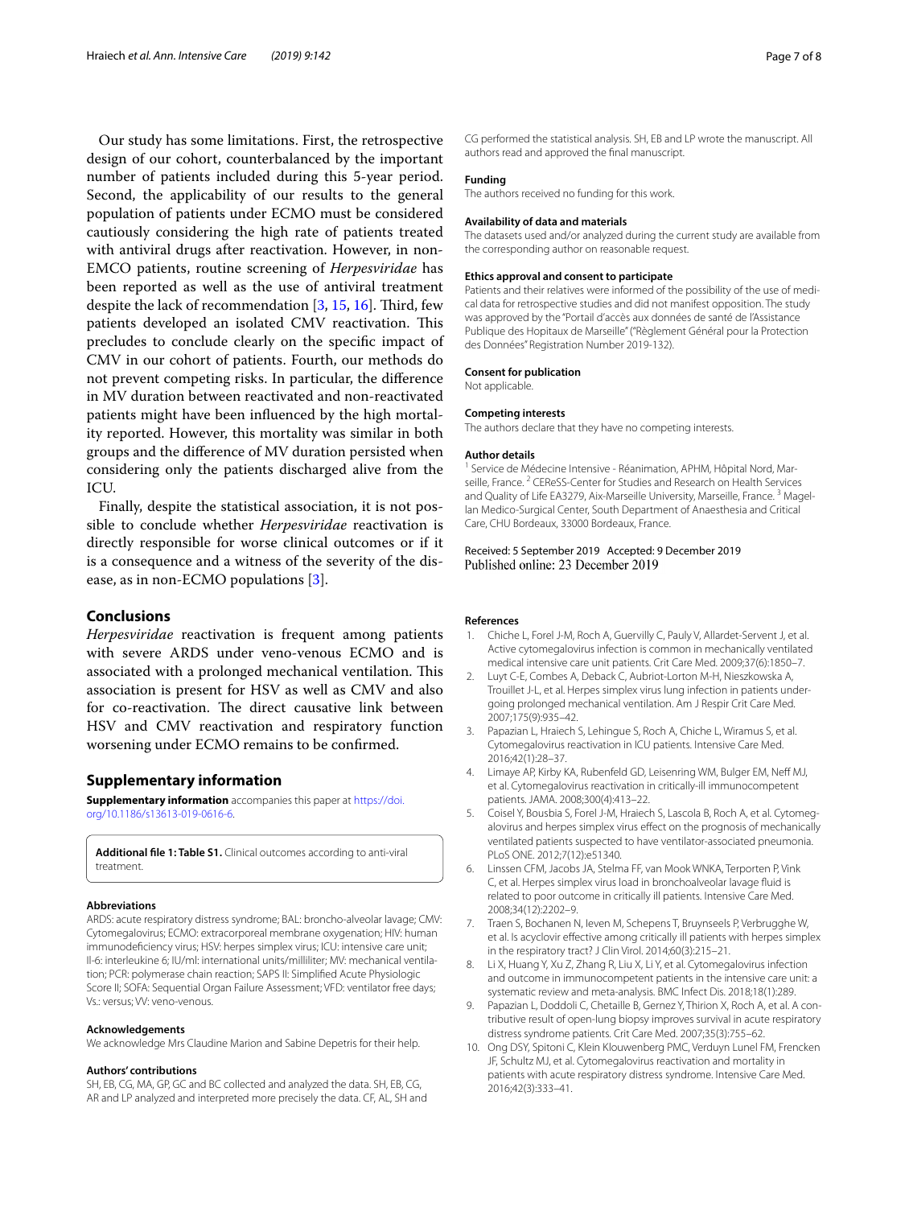Our study has some limitations. First, the retrospective design of our cohort, counterbalanced by the important number of patients included during this 5-year period. Second, the applicability of our results to the general population of patients under ECMO must be considered cautiously considering the high rate of patients treated with antiviral drugs after reactivation. However, in non-EMCO patients, routine screening of *Herpesviridae* has been reported as well as the use of antiviral treatment despite the lack of recommendation [3, 15, 16]. Third, few patients developed an isolated CMV reactivation. This precludes to conclude clearly on the specific impact of CMV in our cohort of patients. Fourth, our methods do not prevent competing risks. In particular, the difference in MV duration between reactivated and non-reactivated patients might have been influenced by the high mortality reported. However, this mortality was similar in both groups and the difference of MV duration persisted when considering only the patients discharged alive from the ICU.

Finally, despite the statistical association, it is not possible to conclude whether *Herpesviridae* reactivation is directly responsible for worse clinical outcomes or if it is a consequence and a witness of the severity of the disease, as in non-ECMO populations [3].

## Conclusions

*Herpesviridae* reactivation is frequent among patients with severe ARDS under veno-venous ECMO and is associated with a prolonged mechanical ventilation. This association is present for HSV as well as CMV and also for co-reactivation. The direct causative link between HSV and CMV reactivation and respiratory function worsening under ECMO remains to be confirmed.

## Supplementary information

**Supplementary information** accompanies this paper at https://doi.org/10.1186/s13613-019-0616-6.

**Additional file 1: Table S1.** Clinical outcomes according to anti-viral treatment.

#### Abbreviations

ARDS: acute respiratory distress syndrome; BAL: broncho-alveolar lavage; CMV: Cytomegalovirus; ECMO: extracorporeal membrane oxygenation; HIV: human immunodeficiency virus; HSV: herpes simplex virus; ICU: intensive care unit; Il-6: interleukine 6; IU/ml: international units/milliliter; MV: mechanical ventilation; PCR: polymerase chain reaction; SAPS II: Simplified Acute Physiologic Score II; SOFA: Sequential Organ Failure Assessment; VFD: ventilator free days; Vs.: versus; VV: veno-venous.

#### Acknowledgements

We acknowledge Mrs Claudine Marion and Sabine Depetris for their help.

#### Authors' contributions

SH, EB, CG, MA, GP, GC and BC collected and analyzed the data. SH, EB, CG, AR and LP analyzed and interpreted more precisely the data. CF, AL, SH and CG performed the statistical analysis. SH, EB and LP wrote the manuscript. All authors read and approved the final manuscript.

#### Funding

The authors received no funding for this work.

#### Availability of data and materials

The datasets used and/or analyzed during the current study are available from the corresponding author on reasonable request.

#### Ethics approval and consent to participate

Patients and their relatives were informed of the possibility of the use of medical data for retrospective studies and did not manifest opposition. The study was approved by the "Portail d'accès aux données de santé de l'Assistance Publique des Hopitaux de Marseille" ("Règlement Général pour la Protection des Données" Registration Number 2019-132).

#### Consent for publication

Not applicable.

#### Competing interests

The authors declare that they have no competing interests.

#### Author details

[1] Service de Médecine Intensive - Réanimation, APHM, Hôpital Nord, Marseille, France. [2] CEReSS-Center for Studies and Research on Health Services and Quality of Life EA3279, Aix-Marseille University, Marseille, France. [3] Magellan Medico-Surgical Center, South Department of Anaesthesia and Critical Care, CHU Bordeaux, 33000 Bordeaux, France.

Received: 5 September 2019 Accepted: 9 December 2019
Published online: 23 December 2019

#### References

1. Chiche L, Forel J-M, Roch A, Guervilly C, Pauly V, Allardet-Servent J, et al. Active cytomegalovirus infection is common in mechanically ventilated medical intensive care unit patients. Crit Care Med. 2009;37(6):1850–7.
2. Luyt C-E, Combes A, Deback C, Aubriot-Lorton M-H, Nieszkowska A, Trouillet J-L, et al. Herpes simplex virus lung infection in patients undergoing prolonged mechanical ventilation. Am J Respir Crit Care Med. 2007;175(9):935–42.
3. Papazian L, Hraiech S, Lehingue S, Roch A, Chiche L, Wiramus S, et al. Cytomegalovirus reactivation in ICU patients. Intensive Care Med. 2016;42(1):28–37.
4. Limaye AP, Kirby KA, Rubenfeld GD, Leisenring WM, Bulger EM, Neff MJ, et al. Cytomegalovirus reactivation in critically-ill immunocompetent patients. JAMA. 2008;300(4):413–22.
5. Coisel Y, Bousbia S, Forel J-M, Hraiech S, Lascola B, Roch A, et al. Cytomegalovirus and herpes simplex virus effect on the prognosis of mechanically ventilated patients suspected to have ventilator-associated pneumonia. PLoS ONE. 2012;7(12):e51340.
6. Linssen CFM, Jacobs JA, Stelma FF, van Mook WNKA, Terporten P, Vink C, et al. Herpes simplex virus load in bronchoalveolar lavage fluid is related to poor outcome in critically ill patients. Intensive Care Med. 2008;34(12):2202–9.
7. Traen S, Bochanen N, Ieven M, Schepens T, Bruynseels P, Verbrugghe W, et al. Is acyclovir effective among critically ill patients with herpes simplex in the respiratory tract? J Clin Virol. 2014;60(3):215–21.
8. Li X, Huang Y, Xu Z, Zhang R, Liu X, Li Y, et al. Cytomegalovirus infection and outcome in immunocompetent patients in the intensive care unit: a systematic review and meta-analysis. BMC Infect Dis. 2018;18(1):289.
9. Papazian L, Doddoli C, Chetaille B, Gernez Y, Thirion X, Roch A, et al. A contributive result of open-lung biopsy improves survival in acute respiratory distress syndrome patients. Crit Care Med. 2007;35(3):755–62.
10. Ong DSY, Spitoni C, Klein Klouwenberg PMC, Verduyn Lunel FM, Frencken JF, Schultz MJ, et al. Cytomegalovirus reactivation and mortality in patients with acute respiratory distress syndrome. Intensive Care Med. 2016;42(3):333–41.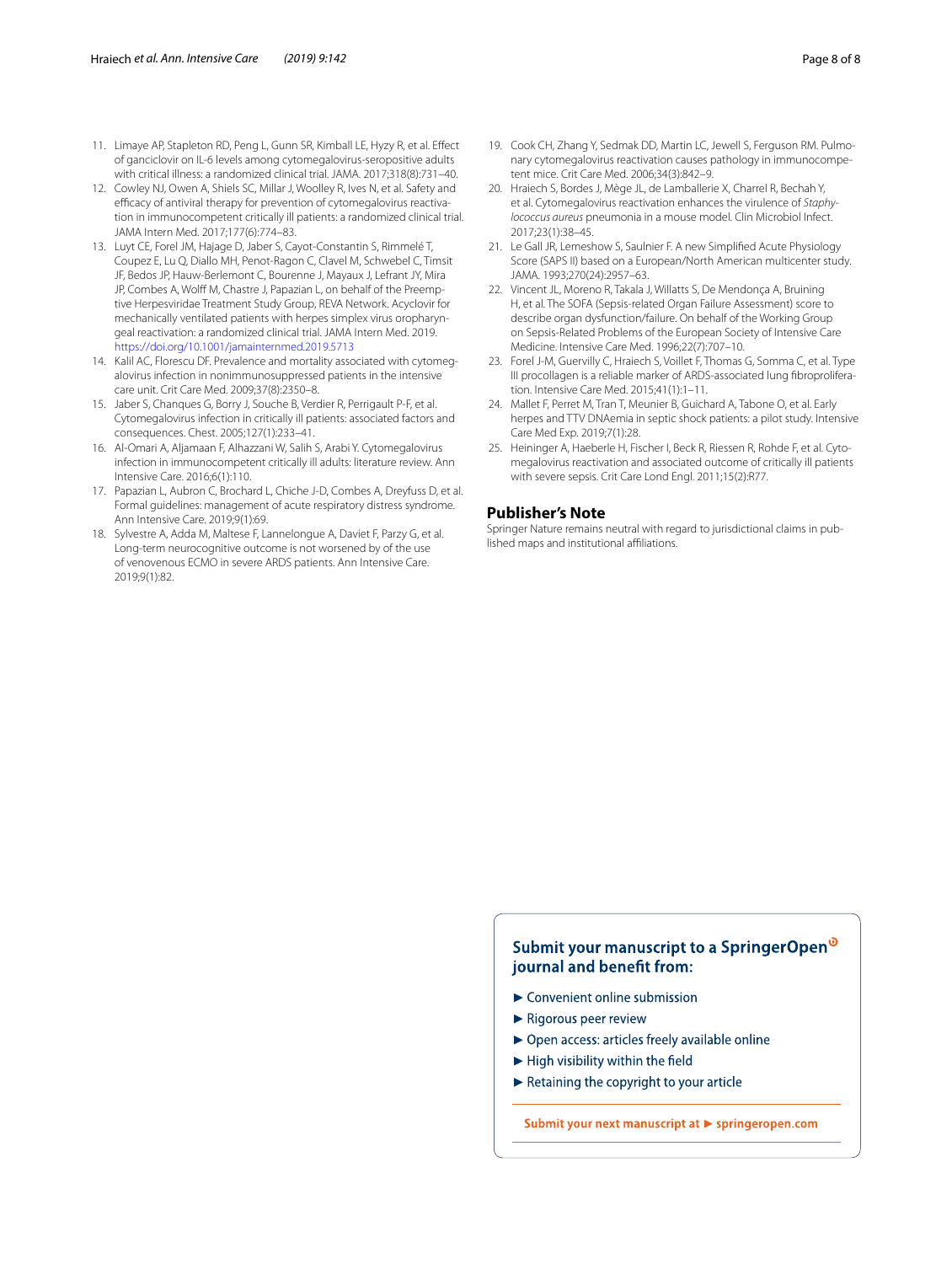11. Limaye AP, Stapleton RD, Peng L, Gunn SR, Kimball LE, Hyzy R, et al. Effect of ganciclovir on IL-6 levels among cytomegalovirus-seropositive adults with critical illness: a randomized clinical trial. JAMA. 2017;318(8):731–40.
12. Cowley NJ, Owen A, Shiels SC, Millar J, Woolley R, Ives N, et al. Safety and efficacy of antiviral therapy for prevention of cytomegalovirus reactivation in immunocompetent critically ill patients: a randomized clinical trial. JAMA Intern Med. 2017;177(6):774–83.
13. Luyt CE, Forel JM, Hajage D, Jaber S, Cayot-Constantin S, Rimmelé T, Coupez E, Lu Q, Diallo MH, Penot-Ragon C, Clavel M, Schwebel C, Timsit JF, Bedos JP, Hauw-Berlemont C, Bourenne J, Mayaux J, Lefrant JY, Mira JP, Combes A, Wolff M, Chastre J, Papazian L, on behalf of the Preemptive Herpesviridae Treatment Study Group, REVA Network. Acyclovir for mechanically ventilated patients with herpes simplex virus oropharyngeal reactivation: a randomized clinical trial. JAMA Intern Med. 2019. https://doi.org/10.1001/jamainternmed.2019.5713
14. Kalil AC, Florescu DF. Prevalence and mortality associated with cytomegalovirus infection in nonimmunosuppressed patients in the intensive care unit. Crit Care Med. 2009;37(8):2350–8.
15. Jaber S, Chanques G, Borry J, Souche B, Verdier R, Perrigault P-F, et al. Cytomegalovirus infection in critically ill patients: associated factors and consequences. Chest. 2005;127(1):233–41.
16. Al-Omari A, Aljamaan F, Alhazzani W, Salih S, Arabi Y. Cytomegalovirus infection in immunocompetent critically ill adults: literature review. Ann Intensive Care. 2016;6(1):110.
17. Papazian L, Aubron C, Brochard L, Chiche J-D, Combes A, Dreyfuss D, et al. Formal guidelines: management of acute respiratory distress syndrome. Ann Intensive Care. 2019;9(1):69.
18. Sylvestre A, Adda M, Maltese F, Lannelongue A, Daviet F, Parzy G, et al. Long-term neurocognitive outcome is not worsened by of the use of venovenous ECMO in severe ARDS patients. Ann Intensive Care. 2019;9(1):82.
19. Cook CH, Zhang Y, Sedmak DD, Martin LC, Jewell S, Ferguson RM. Pulmonary cytomegalovirus reactivation causes pathology in immunocompetent mice. Crit Care Med. 2006;34(3):842–9.
20. Hraiech S, Bordes J, Mège JL, de Lamballerie X, Charrel R, Bechah Y, et al. Cytomegalovirus reactivation enhances the virulence of *Staphylococcus aureus* pneumonia in a mouse model. Clin Microbiol Infect. 2017;23(1):38–45.
21. Le Gall JR, Lemeshow S, Saulnier F. A new Simplified Acute Physiology Score (SAPS II) based on a European/North American multicenter study. JAMA. 1993;270(24):2957–63.
22. Vincent JL, Moreno R, Takala J, Willatts S, De Mendonça A, Bruining H, et al. The SOFA (Sepsis-related Organ Failure Assessment) score to describe organ dysfunction/failure. On behalf of the Working Group on Sepsis-Related Problems of the European Society of Intensive Care Medicine. Intensive Care Med. 1996;22(7):707–10.
23. Forel J-M, Guervilly C, Hraiech S, Voillet F, Thomas G, Somma C, et al. Type III procollagen is a reliable marker of ARDS-associated lung fibroproliferation. Intensive Care Med. 2015;41(1):1–11.
24. Mallet F, Perret M, Tran T, Meunier B, Guichard A, Tabone O, et al. Early herpes and TTV DNAemia in septic shock patients: a pilot study. Intensive Care Med Exp. 2019;7(1):28.
25. Heininger A, Haeberle H, Fischer I, Beck R, Riessen R, Rohde F, et al. Cytomegalovirus reactivation and associated outcome of critically ill patients with severe sepsis. Crit Care Lond Engl. 2011;15(2):R77.

## Publisher's Note

Springer Nature remains neutral with regard to jurisdictional claims in published maps and institutional affiliations.

**Submit your manuscript to a SpringerOpen journal and benefit from:**

- Convenient online submission
- Rigorous peer review
- Open access: articles freely available online
- High visibility within the field
- Retaining the copyright to your article

**Submit your next manuscript at ▶ springeropen.com**